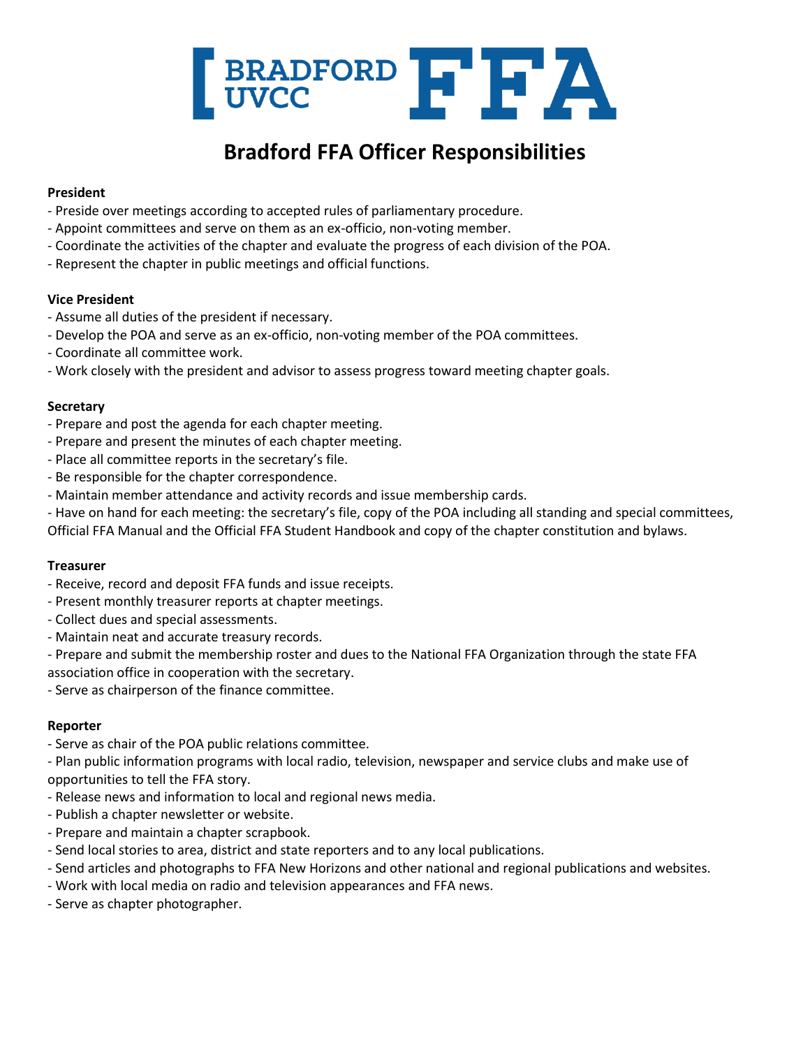# Bradford FFA Officer Responsibilities

**President**

- Preside over meetings according to accepted rules of parliamentary procedure.
- Appoint committees and serve on them as an ex-officio, non-voting member.
- Coordinate the activities of the chapter and evaluate the progress of each division of the POA.
- Represent the chapter in public meetings and official functions.

**Vice President**

- Assume all duties of the president if necessary.
- Develop the POA and serve as an ex-officio, non-voting member of the POA committees.
- Coordinate all committee work.
- Work closely with the president and advisor to assess progress toward meeting chapter goals.

**Secretary**

- Prepare and post the agenda for each chapter meeting.
- Prepare and present the minutes of each chapter meeting.
- Place all committee reports in the secretary's file.
- Be responsible for the chapter correspondence.
- Maintain member attendance and activity records and issue membership cards.
- Have on hand for each meeting: the secretary's file, copy of the POA including all standing and special committees, Official FFA Manual and the Official FFA Student Handbook and copy of the chapter constitution and bylaws.

**Treasurer**

- Receive, record and deposit FFA funds and issue receipts.
- Present monthly treasurer reports at chapter meetings.
- Collect dues and special assessments.
- Maintain neat and accurate treasury records.
- Prepare and submit the membership roster and dues to the National FFA Organization through the state FFA association office in cooperation with the secretary.
- Serve as chairperson of the finance committee.

**Reporter**

- Serve as chair of the POA public relations committee.
- Plan public information programs with local radio, television, newspaper and service clubs and make use of opportunities to tell the FFA story.
- Release news and information to local and regional news media.
- Publish a chapter newsletter or website.
- Prepare and maintain a chapter scrapbook.
- Send local stories to area, district and state reporters and to any local publications.
- Send articles and photographs to FFA New Horizons and other national and regional publications and websites.
- Work with local media on radio and television appearances and FFA news.
- Serve as chapter photographer.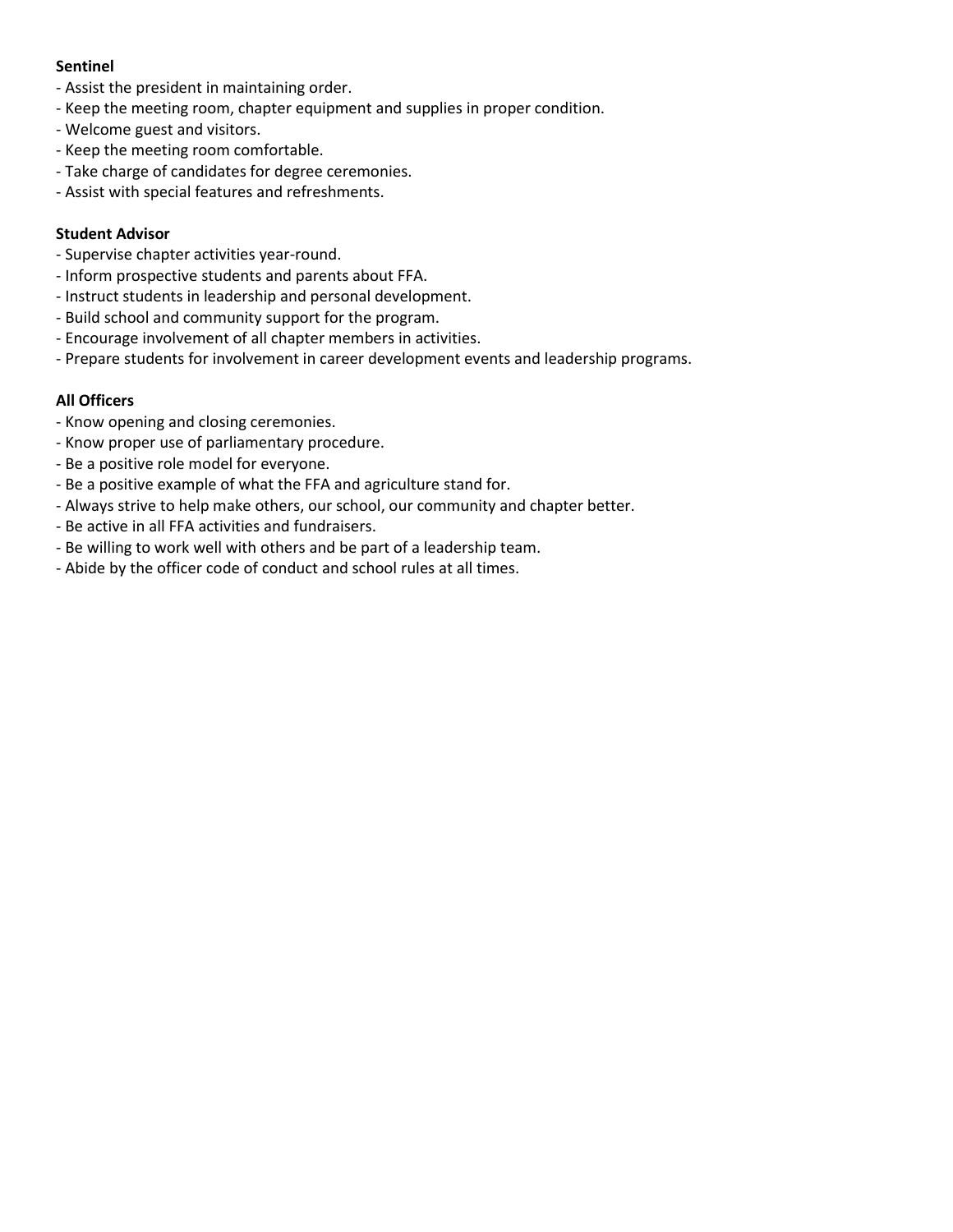**Sentinel**

- Assist the president in maintaining order.
- Keep the meeting room, chapter equipment and supplies in proper condition.
- Welcome guest and visitors.
- Keep the meeting room comfortable.
- Take charge of candidates for degree ceremonies.
- Assist with special features and refreshments.

**Student Advisor**

- Supervise chapter activities year-round.
- Inform prospective students and parents about FFA.
- Instruct students in leadership and personal development.
- Build school and community support for the program.
- Encourage involvement of all chapter members in activities.
- Prepare students for involvement in career development events and leadership programs.

**All Officers**

- Know opening and closing ceremonies.
- Know proper use of parliamentary procedure.
- Be a positive role model for everyone.
- Be a positive example of what the FFA and agriculture stand for.
- Always strive to help make others, our school, our community and chapter better.
- Be active in all FFA activities and fundraisers.
- Be willing to work well with others and be part of a leadership team.
- Abide by the officer code of conduct and school rules at all times.